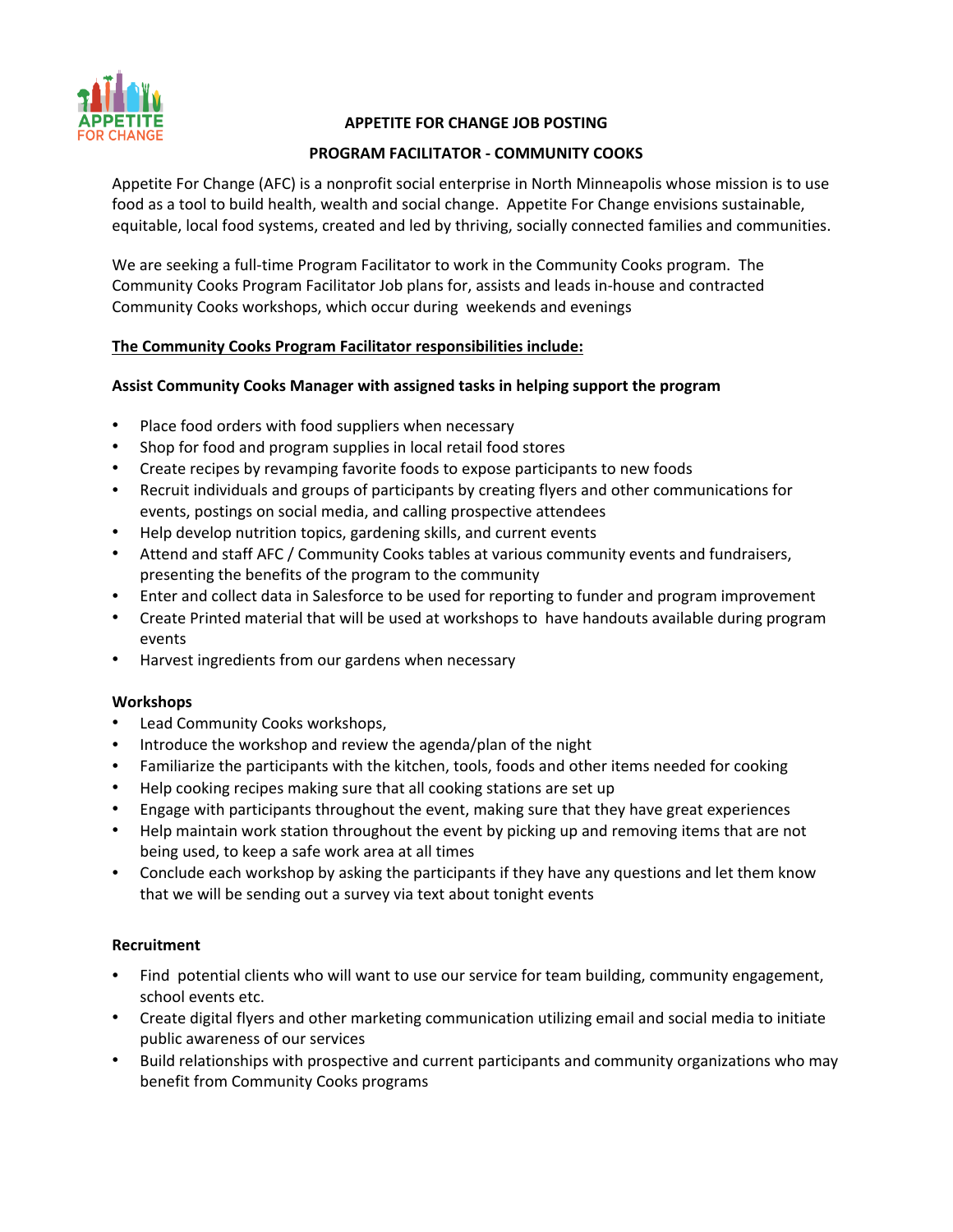APPETITE FOR CHANGE

**APPETITE FOR CHANGE JOB POSTING**

**PROGRAM FACILITATOR - COMMUNITY COOKS**

Appetite For Change (AFC) is a nonprofit social enterprise in North Minneapolis whose mission is to use food as a tool to build health, wealth and social change. Appetite For Change envisions sustainable, equitable, local food systems, created and led by thriving, socially connected families and communities.

We are seeking a full-time Program Facilitator to work in the Community Cooks program. The Community Cooks Program Facilitator Job plans for, assists and leads in-house and contracted Community Cooks workshops, which occur during weekends and evenings

**The Community Cooks Program Facilitator responsibilities include:**

**Assist Community Cooks Manager with assigned tasks in helping support the program**

- Place food orders with food suppliers when necessary
- Shop for food and program supplies in local retail food stores
- Create recipes by revamping favorite foods to expose participants to new foods
- Recruit individuals and groups of participants by creating flyers and other communications for events, postings on social media, and calling prospective attendees
- Help develop nutrition topics, gardening skills, and current events
- Attend and staff AFC / Community Cooks tables at various community events and fundraisers, presenting the benefits of the program to the community
- Enter and collect data in Salesforce to be used for reporting to funder and program improvement
- Create Printed material that will be used at workshops to have handouts available during program events
- Harvest ingredients from our gardens when necessary

**Workshops**

- Lead Community Cooks workshops,
- Introduce the workshop and review the agenda/plan of the night
- Familiarize the participants with the kitchen, tools, foods and other items needed for cooking
- Help cooking recipes making sure that all cooking stations are set up
- Engage with participants throughout the event, making sure that they have great experiences
- Help maintain work station throughout the event by picking up and removing items that are not being used, to keep a safe work area at all times
- Conclude each workshop by asking the participants if they have any questions and let them know that we will be sending out a survey via text about tonight events

**Recruitment**

- Find potential clients who will want to use our service for team building, community engagement, school events etc.
- Create digital flyers and other marketing communication utilizing email and social media to initiate public awareness of our services
- Build relationships with prospective and current participants and community organizations who may benefit from Community Cooks programs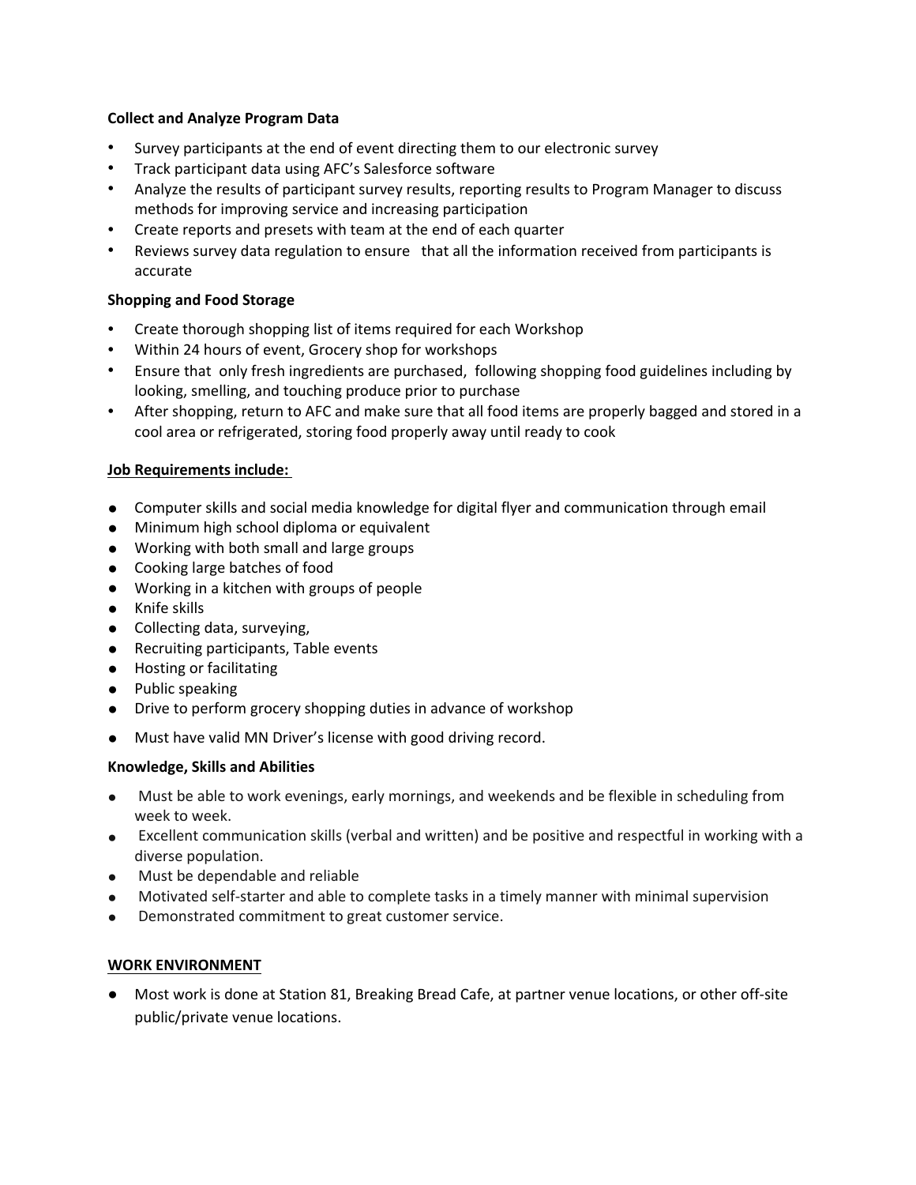**Collect and Analyze Program Data**

- Survey participants at the end of event directing them to our electronic survey
- Track participant data using AFC's Salesforce software
- Analyze the results of participant survey results, reporting results to Program Manager to discuss methods for improving service and increasing participation
- Create reports and presets with team at the end of each quarter
- Reviews survey data regulation to ensure that all the information received from participants is accurate

**Shopping and Food Storage**

- Create thorough shopping list of items required for each Workshop
- Within 24 hours of event, Grocery shop for workshops
- Ensure that only fresh ingredients are purchased, following shopping food guidelines including by looking, smelling, and touching produce prior to purchase
- After shopping, return to AFC and make sure that all food items are properly bagged and stored in a cool area or refrigerated, storing food properly away until ready to cook

**Job Requirements include:**

- Computer skills and social media knowledge for digital flyer and communication through email
- Minimum high school diploma or equivalent
- Working with both small and large groups
- Cooking large batches of food
- Working in a kitchen with groups of people
- Knife skills
- Collecting data, surveying,
- Recruiting participants, Table events
- Hosting or facilitating
- Public speaking
- Drive to perform grocery shopping duties in advance of workshop
- Must have valid MN Driver's license with good driving record.

**Knowledge, Skills and Abilities**

- Must be able to work evenings, early mornings, and weekends and be flexible in scheduling from week to week.
- Excellent communication skills (verbal and written) and be positive and respectful in working with a diverse population.
- Must be dependable and reliable
- Motivated self-starter and able to complete tasks in a timely manner with minimal supervision
- Demonstrated commitment to great customer service.

**WORK ENVIRONMENT**

- Most work is done at Station 81, Breaking Bread Cafe, at partner venue locations, or other off-site public/private venue locations.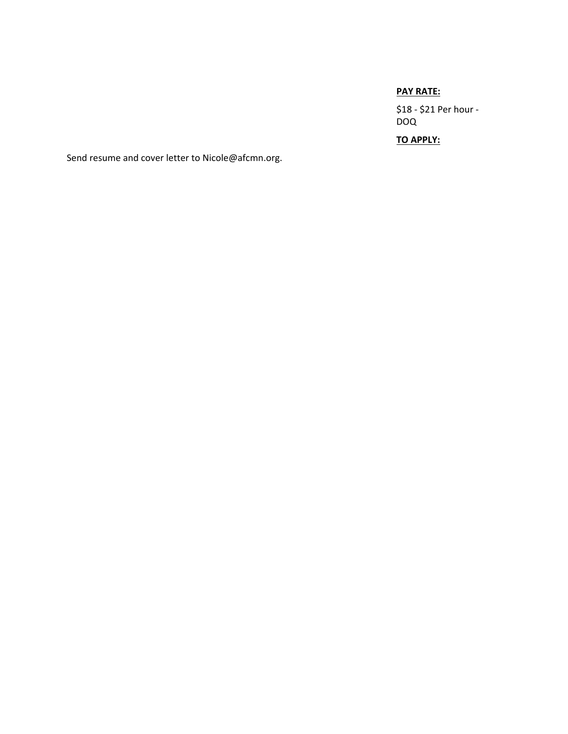**PAY RATE:**

$18 - $21 Per hour - DOQ

**TO APPLY:**

Send resume and cover letter to Nicole@afcmn.org.